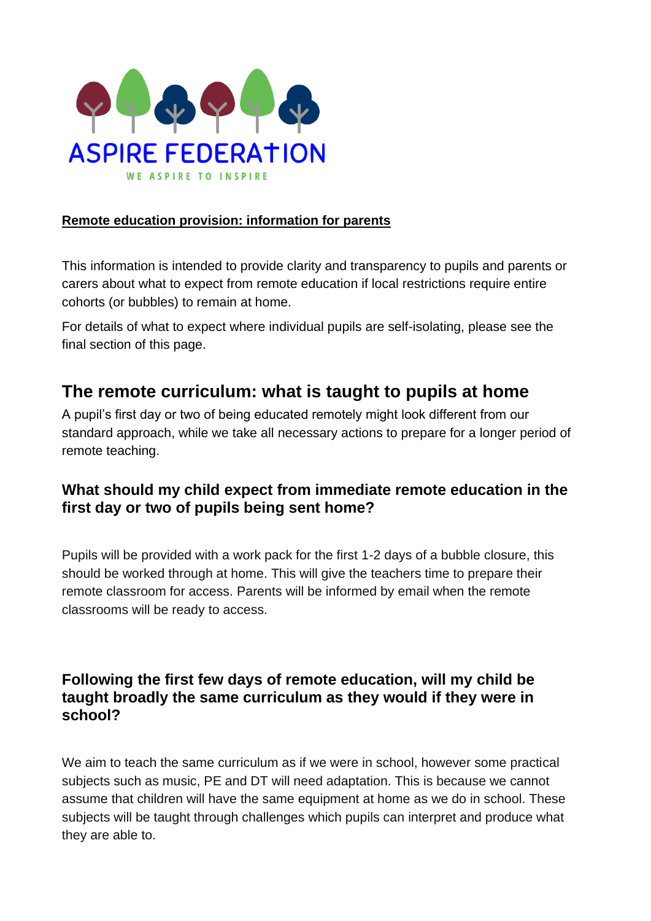ASPIRE FEDERATION

WE ASPIRE TO INSPIRE

**Remote education provision: information for parents**

This information is intended to provide clarity and transparency to pupils and parents or carers about what to expect from remote education if local restrictions require entire cohorts (or bubbles) to remain at home.

For details of what to expect where individual pupils are self-isolating, please see the final section of this page.

## The remote curriculum: what is taught to pupils at home

A pupil's first day or two of being educated remotely might look different from our standard approach, while we take all necessary actions to prepare for a longer period of remote teaching.

### What should my child expect from immediate remote education in the first day or two of pupils being sent home?

Pupils will be provided with a work pack for the first 1-2 days of a bubble closure, this should be worked through at home. This will give the teachers time to prepare their remote classroom for access. Parents will be informed by email when the remote classrooms will be ready to access.

### Following the first few days of remote education, will my child be taught broadly the same curriculum as they would if they were in school?

We aim to teach the same curriculum as if we were in school, however some practical subjects such as music, PE and DT will need adaptation. This is because we cannot assume that children will have the same equipment at home as we do in school. These subjects will be taught through challenges which pupils can interpret and produce what they are able to.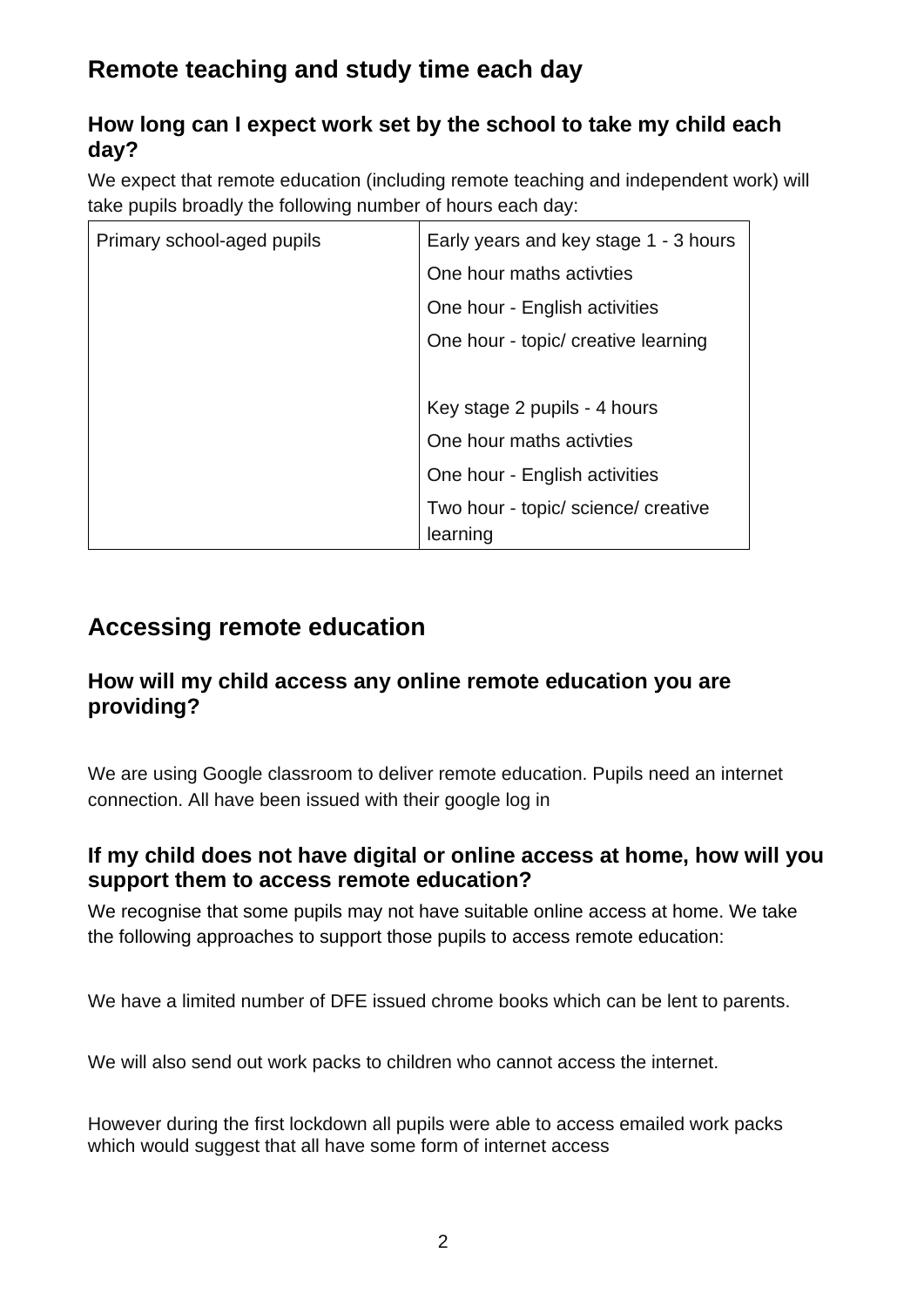## Remote teaching and study time each day

### How long can I expect work set by the school to take my child each day?

We expect that remote education (including remote teaching and independent work) will take pupils broadly the following number of hours each day:

| Primary school-aged pupils | Early years and key stage 1 - 3 hours<br>One hour maths activties<br>One hour - English activities<br>One hour - topic/ creative learning<br><br>Key stage 2 pupils - 4 hours<br>One hour maths activties<br>One hour - English activities<br>Two hour - topic/ science/ creative learning |
|---|---|

## Accessing remote education

### How will my child access any online remote education you are providing?

We are using Google classroom to deliver remote education. Pupils need an internet connection. All have been issued with their google log in

### If my child does not have digital or online access at home, how will you support them to access remote education?

We recognise that some pupils may not have suitable online access at home. We take the following approaches to support those pupils to access remote education:

We have a limited number of DFE issued chrome books which can be lent to parents.

We will also send out work packs to children who cannot access the internet.

However during the first lockdown all pupils were able to access emailed work packs which would suggest that all have some form of internet access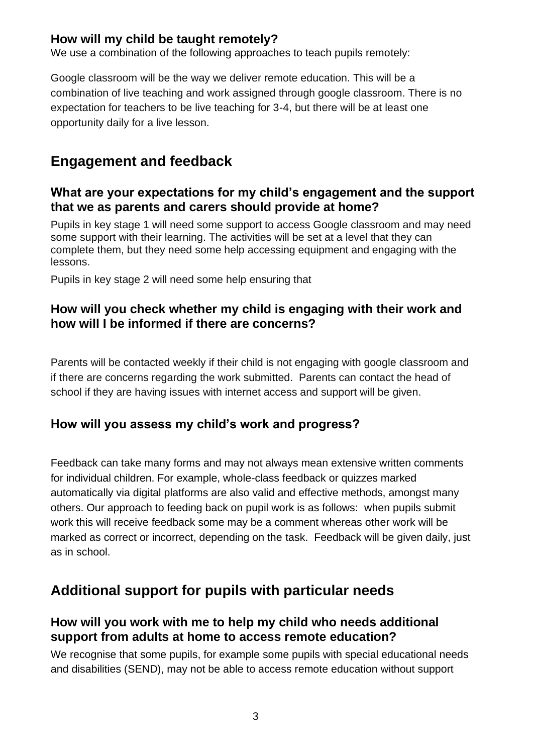### How will my child be taught remotely?

We use a combination of the following approaches to teach pupils remotely:

Google classroom will be the way we deliver remote education. This will be a combination of live teaching and work assigned through google classroom. There is no expectation for teachers to be live teaching for 3-4, but there will be at least one opportunity daily for a live lesson.

## Engagement and feedback

### What are your expectations for my child's engagement and the support that we as parents and carers should provide at home?

Pupils in key stage 1 will need some support to access Google classroom and may need some support with their learning. The activities will be set at a level that they can complete them, but they need some help accessing equipment and engaging with the lessons.

Pupils in key stage 2 will need some help ensuring that

### How will you check whether my child is engaging with their work and how will I be informed if there are concerns?

Parents will be contacted weekly if their child is not engaging with google classroom and if there are concerns regarding the work submitted. Parents can contact the head of school if they are having issues with internet access and support will be given.

### How will you assess my child's work and progress?

Feedback can take many forms and may not always mean extensive written comments for individual children. For example, whole-class feedback or quizzes marked automatically via digital platforms are also valid and effective methods, amongst many others. Our approach to feeding back on pupil work is as follows: when pupils submit work this will receive feedback some may be a comment whereas other work will be marked as correct or incorrect, depending on the task. Feedback will be given daily, just as in school.

## Additional support for pupils with particular needs

### How will you work with me to help my child who needs additional support from adults at home to access remote education?

We recognise that some pupils, for example some pupils with special educational needs and disabilities (SEND), may not be able to access remote education without support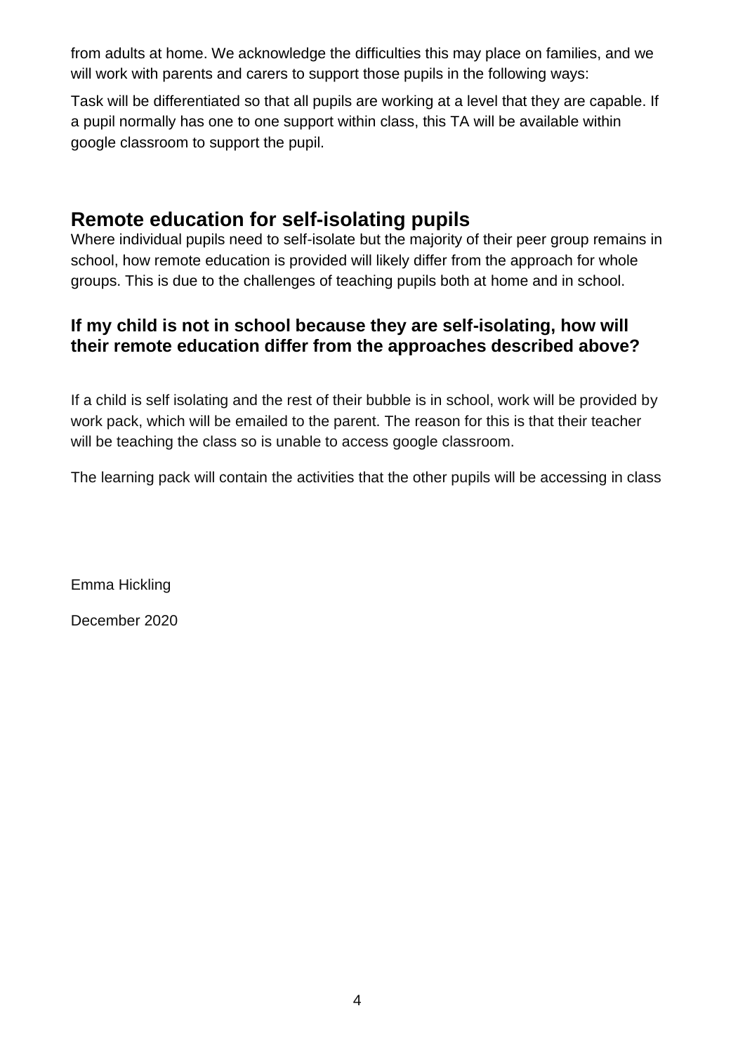from adults at home. We acknowledge the difficulties this may place on families, and we will work with parents and carers to support those pupils in the following ways:

Task will be differentiated so that all pupils are working at a level that they are capable. If a pupil normally has one to one support within class, this TA will be available within google classroom to support the pupil.

## Remote education for self-isolating pupils

Where individual pupils need to self-isolate but the majority of their peer group remains in school, how remote education is provided will likely differ from the approach for whole groups. This is due to the challenges of teaching pupils both at home and in school.

### If my child is not in school because they are self-isolating, how will their remote education differ from the approaches described above?

If a child is self isolating and the rest of their bubble is in school, work will be provided by work pack, which will be emailed to the parent. The reason for this is that their teacher will be teaching the class so is unable to access google classroom.

The learning pack will contain the activities that the other pupils will be accessing in class

Emma Hickling

December 2020